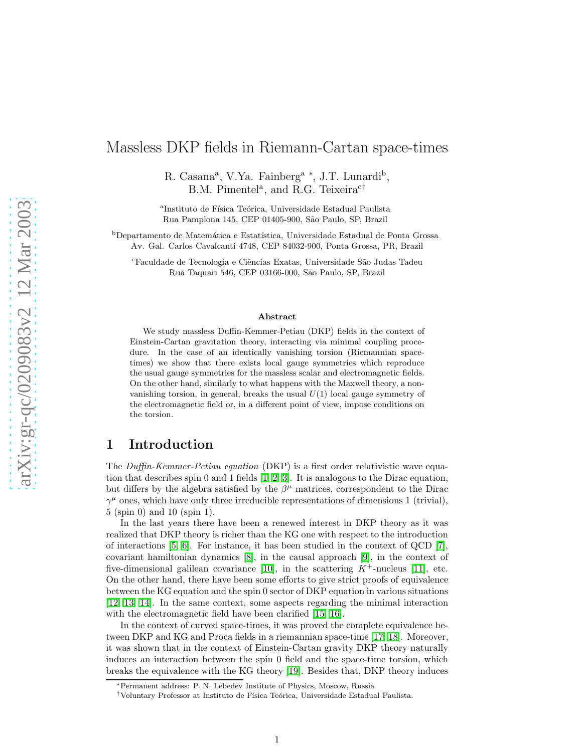# Massless DKP fields in Riemann-Cartan space-times

R. Casana[a], V.Ya. Fainberg[a *], J.T. Lunardi[b], B.M. Pimentel[a], and R.G. Teixeira[c†]

[a]Instituto de Física Teórica, Universidade Estadual Paulista
Rua Pamplona 145, CEP 01405-900, São Paulo, SP, Brazil

[b]Departamento de Matemática e Estatística, Universidade Estadual de Ponta Grossa
Av. Gal. Carlos Cavalcanti 4748, CEP 84032-900, Ponta Grossa, PR, Brazil

[c]Faculdade de Tecnologia e Ciências Exatas, Universidade São Judas Tadeu
Rua Taquari 546, CEP 03166-000, São Paulo, SP, Brazil

**Abstract**

We study massless Duffin-Kemmer-Petiau (DKP) fields in the context of Einstein-Cartan gravitation theory, interacting via minimal coupling procedure. In the case of an identically vanishing torsion (Riemannian space-times) we show that there exists local gauge symmetries which reproduce the usual gauge symmetries for the massless scalar and electromagnetic fields. On the other hand, similarly to what happens with the Maxwell theory, a non-vanishing torsion, in general, breaks the usual $U(1)$ local gauge symmetry of the electromagnetic field or, in a different point of view, impose conditions on the torsion.

## 1 Introduction

The *Duffin-Kemmer-Petiau equation* (DKP) is a first order relativistic wave equation that describes spin 0 and 1 fields [1, 2, 3]. It is analogous to the Dirac equation, but differs by the algebra satisfied by the $\beta^\mu$ matrices, correspondent to the Dirac $\gamma^\mu$ ones, which have only three irreducible representations of dimensions 1 (trivial), 5 (spin 0) and 10 (spin 1).

In the last years there have been a renewed interest in DKP theory as it was realized that DKP theory is richer than the KG one with respect to the introduction of interactions [5, 6]. For instance, it has been studied in the context of QCD [7], covariant hamiltonian dynamics [8], in the causal approach [9], in the context of five-dimensional galilean covariance [10], in the scattering $K^+$-nucleus [11], etc. On the other hand, there have been some efforts to give strict proofs of equivalence between the KG equation and the spin 0 sector of DKP equation in various situations [12, 13, 14]. In the same context, some aspects regarding the minimal interaction with the electromagnetic field have been clarified [15, 16].

In the context of curved space-times, it was proved the complete equivalence between DKP and KG and Proca fields in a riemannian space-time [17, 18]. Moreover, it was shown that in the context of Einstein-Cartan gravity DKP theory naturally induces an interaction between the spin 0 field and the space-time torsion, which breaks the equivalence with the KG theory [19]. Besides that, DKP theory induces

*Permanent address: P. N. Lebedev Institute of Physics, Moscow, Russia

†Voluntary Professor at Instituto de Física Teórica, Universidade Estadual Paulista.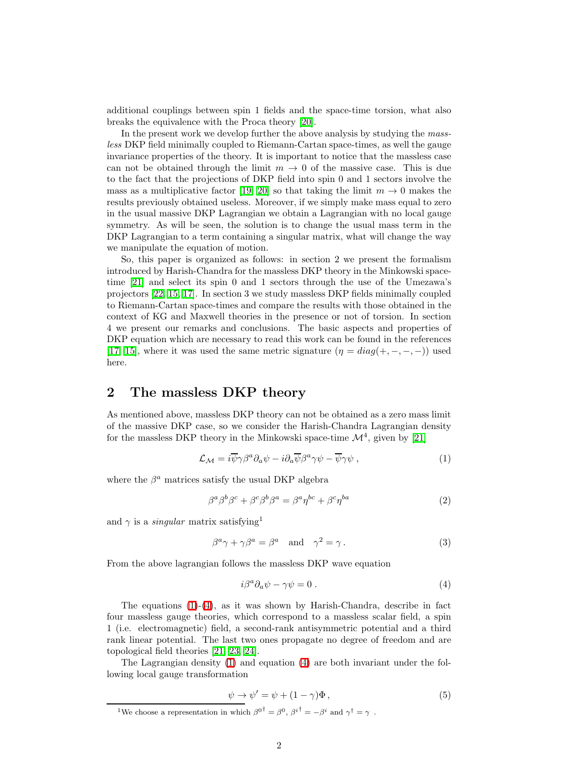additional couplings between spin 1 fields and the space-time torsion, what also breaks the equivalence with the Proca theory [20].

In the present work we develop further the above analysis by studying the *massless* DKP field minimally coupled to Riemann-Cartan space-times, as well the gauge invariance properties of the theory. It is important to notice that the massless case can not be obtained through the limit $m \to 0$ of the massive case. This is due to the fact that the projections of DKP field into spin 0 and 1 sectors involve the mass as a multiplicative factor [19, 20] so that taking the limit $m \to 0$ makes the results previously obtained useless. Moreover, if we simply make mass equal to zero in the usual massive DKP Lagrangian we obtain a Lagrangian with no local gauge symmetry. As will be seen, the solution is to change the usual mass term in the DKP Lagrangian to a term containing a singular matrix, what will change the way we manipulate the equation of motion.

So, this paper is organized as follows: in section 2 we present the formalism introduced by Harish-Chandra for the massless DKP theory in the Minkowski space-time [21] and select its spin 0 and 1 sectors through the use of the Umezawa's projectors [22, 15, 17]. In section 3 we study massless DKP fields minimally coupled to Riemann-Cartan space-times and compare the results with those obtained in the context of KG and Maxwell theories in the presence or not of torsion. In section 4 we present our remarks and conclusions. The basic aspects and properties of DKP equation which are necessary to read this work can be found in the references [17, 15], where it was used the same metric signature ($\eta = diag(+,-,-,-)$) used here.

## 2 The massless DKP theory

As mentioned above, massless DKP theory can not be obtained as a zero mass limit of the massive DKP case, so we consider the Harish-Chandra Lagrangian density for the massless DKP theory in the Minkowski space-time $\mathcal{M}^4$, given by [21]

$$\mathcal{L}_{\mathcal{M}} = i\overline{\psi}\gamma\beta^a\partial_a\psi - i\partial_a\overline{\psi}\beta^a\gamma\psi - \overline{\psi}\gamma\psi \,, \tag{1}$$

where the $\beta^a$ matrices satisfy the usual DKP algebra

$$\beta^a\beta^b\beta^c + \beta^c\beta^b\beta^a = \beta^a\eta^{bc} + \beta^c\eta^{ba} \tag{2}$$

and $\gamma$ is a *singular* matrix satisfying[1]

$$\beta^a\gamma + \gamma\beta^a = \beta^a \quad \text{and} \quad \gamma^2 = \gamma \,. \tag{3}$$

From the above lagrangian follows the massless DKP wave equation

$$i\beta^a\partial_a\psi - \gamma\psi = 0 \,. \tag{4}$$

The equations (1)-(4), as it was shown by Harish-Chandra, describe in fact four massless gauge theories, which correspond to a massless scalar field, a spin 1 (i.e. electromagnetic) field, a second-rank antisymmetric potential and a third rank linear potential. The last two ones propagate no degree of freedom and are topological field theories [21, 23, 24].

The Lagrangian density (1) and equation (4) are both invariant under the following local gauge transformation

$$\psi \to \psi' = \psi + (1-\gamma)\Phi \,, \tag{5}$$

[1] We choose a representation in which ${\beta^0}^\dagger = \beta^0$, ${\beta^i}^\dagger = -\beta^i$ and $\gamma^\dagger = \gamma$ .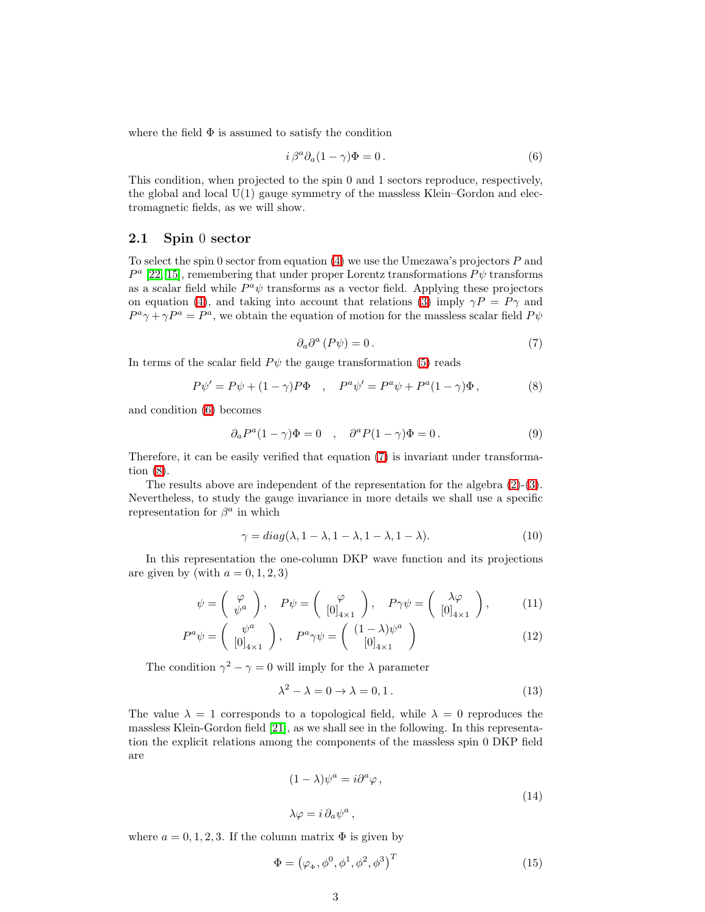where the field $\Phi$ is assumed to satisfy the condition

$$i\,\beta^a \partial_a (1-\gamma)\Phi = 0\,. \tag{6}$$

This condition, when projected to the spin 0 and 1 sectors reproduce, respectively, the global and local U(1) gauge symmetry of the massless Klein–Gordon and electromagnetic fields, as we will show.

### 2.1 Spin 0 sector

To select the spin 0 sector from equation (4) we use the Umezawa's projectors $P$ and $P^a$ [22, 15], remembering that under proper Lorentz transformations $P\psi$ transforms as a scalar field while $P^a\psi$ transforms as a vector field. Applying these projectors on equation (4), and taking into account that relations (3) imply $\gamma P = P\gamma$ and $P^a\gamma + \gamma P^a = P^a$, we obtain the equation of motion for the massless scalar field $P\psi$

$$\partial_a \partial^a \left(P\psi\right) = 0\,. \tag{7}$$

In terms of the scalar field $P\psi$ the gauge transformation (5) reads

$$P\psi' = P\psi + (1-\gamma)P\Phi \quad , \quad P^a\psi' = P^a\psi + P^a(1-\gamma)\Phi\,, \tag{8}$$

and condition (6) becomes

$$\partial_a P^a (1-\gamma)\Phi = 0 \quad , \quad \partial^a P(1-\gamma)\Phi = 0\,. \tag{9}$$

Therefore, it can be easily verified that equation (7) is invariant under transformation (8).

The results above are independent of the representation for the algebra (2)-(3). Nevertheless, to study the gauge invariance in more details we shall use a specific representation for $\beta^a$ in which

$$\gamma = diag(\lambda, 1-\lambda, 1-\lambda, 1-\lambda, 1-\lambda). \tag{10}$$

In this representation the one-column DKP wave function and its projections are given by (with $a = 0, 1, 2, 3$)

$$\psi = \begin{pmatrix} \varphi \\ \psi^a \end{pmatrix}, \quad P\psi = \begin{pmatrix} \varphi \\ [0]_{4\times 1} \end{pmatrix}, \quad P\gamma\psi = \begin{pmatrix} \lambda\varphi \\ [0]_{4\times 1} \end{pmatrix}, \tag{11}$$

$$P^a\psi = \begin{pmatrix} \psi^a \\ [0]_{4\times 1} \end{pmatrix}, \quad P^a\gamma\psi = \begin{pmatrix} (1-\lambda)\psi^a \\ [0]_{4\times 1} \end{pmatrix} \tag{12}$$

The condition $\gamma^2 - \gamma = 0$ will imply for the $\lambda$ parameter

$$\lambda^2 - \lambda = 0 \rightarrow \lambda = 0, 1\,. \tag{13}$$

The value $\lambda = 1$ corresponds to a topological field, while $\lambda = 0$ reproduces the massless Klein-Gordon field [21], as we shall see in the following. In this representation the explicit relations among the components of the massless spin 0 DKP field are

$$\begin{aligned} (1-\lambda)\psi^a &= i\partial^a\varphi\,, \\ \lambda\varphi &= i\,\partial_a\psi^a\,, \end{aligned} \tag{14}$$

where $a = 0, 1, 2, 3$. If the column matrix $\Phi$ is given by

$$\Phi = \left(\varphi_{\Phi}, \phi^0, \phi^1, \phi^2, \phi^3\right)^T \tag{15}$$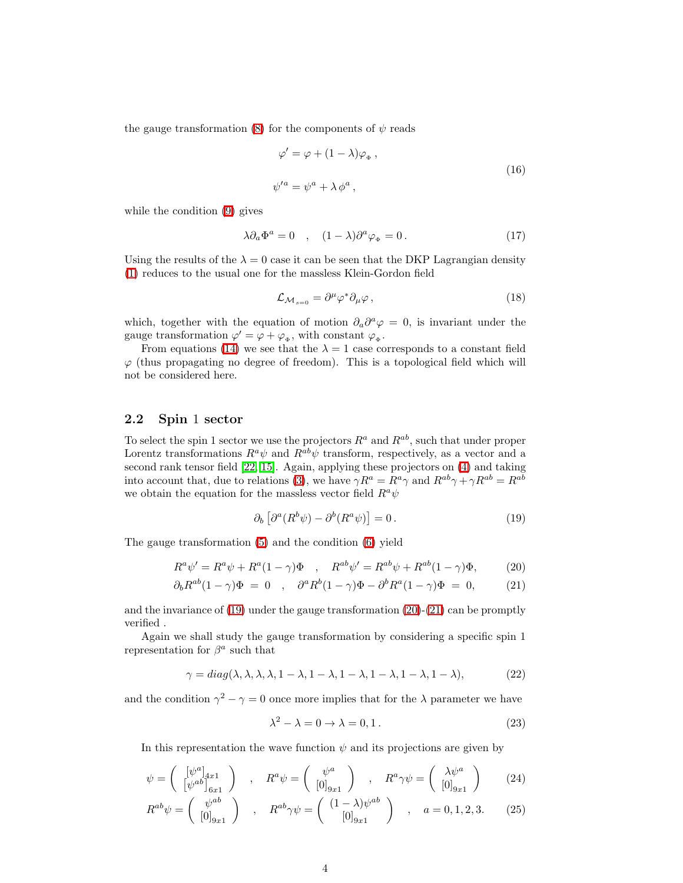the gauge transformation (8) for the components of $\psi$ reads

$$
\begin{aligned}
\varphi' &= \varphi + (1-\lambda)\varphi_{_\Phi}\,, \\
\psi'^{a} &= \psi^{a} + \lambda\,\phi^{a}\,,
\end{aligned}
\tag{16}
$$

while the condition (9) gives

$$
\lambda\partial_a\Phi^a = 0 \quad , \quad (1-\lambda)\partial^a\varphi_{_\Phi} = 0\,. \tag{17}
$$

Using the results of the $\lambda = 0$ case it can be seen that the DKP Lagrangian density (1) reduces to the usual one for the massless Klein-Gordon field

$$
\mathcal{L}_{\mathcal{M}_{s=0}} = \partial^\mu\varphi^*\partial_\mu\varphi\,, \tag{18}
$$

which, together with the equation of motion $\partial_a\partial^a\varphi = 0$, is invariant under the gauge transformation $\varphi' = \varphi + \varphi_{_\Phi}$, with constant $\varphi_{_\Phi}$.

From equations (14) we see that the $\lambda = 1$ case corresponds to a constant field $\varphi$ (thus propagating no degree of freedom). This is a topological field which will not be considered here.

## 2.2 Spin 1 sector

To select the spin 1 sector we use the projectors $R^a$ and $R^{ab}$, such that under proper Lorentz transformations $R^a\psi$ and $R^{ab}\psi$ transform, respectively, as a vector and a second rank tensor field [22, 15]. Again, applying these projectors on (4) and taking into account that, due to relations (3), we have $\gamma R^a = R^a\gamma$ and $R^{ab}\gamma + \gamma R^{ab} = R^{ab}$ we obtain the equation for the massless vector field $R^a\psi$

$$
\partial_b\left[\partial^a(R^b\psi) - \partial^b(R^a\psi)\right] = 0\,. \tag{19}
$$

The gauge transformation (5) and the condition (6) yield

$$
R^a\psi' = R^a\psi + R^a(1-\gamma)\Phi \quad , \quad R^{ab}\psi' = R^{ab}\psi + R^{ab}(1-\gamma)\Phi, \tag{20}
$$

$$
\partial_b R^{ab}(1-\gamma)\Phi \;=\; 0 \quad , \quad \partial^a R^b(1-\gamma)\Phi - \partial^b R^a(1-\gamma)\Phi \;=\; 0, \tag{21}
$$

and the invariance of (19) under the gauge transformation (20)-(21) can be promptly verified .

Again we shall study the gauge transformation by considering a specific spin 1 representation for $\beta^a$ such that

$$
\gamma = diag(\lambda,\lambda,\lambda,\lambda,1-\lambda,1-\lambda,1-\lambda,1-\lambda,1-\lambda,1-\lambda), \tag{22}
$$

and the condition $\gamma^2 - \gamma = 0$ once more implies that for the $\lambda$ parameter we have

$$
\lambda^2 - \lambda = 0 \rightarrow \lambda = 0, 1\,. \tag{23}
$$

In this representation the wave function $\psi$ and its projections are given by

$$
\psi = \begin{pmatrix} [\psi^a]_{4x1} \\ [\psi^{ab}]_{6x1} \end{pmatrix} \quad , \quad R^a\psi = \begin{pmatrix} \psi^a \\ [0]_{9x1} \end{pmatrix} \quad , \quad R^a\gamma\psi = \begin{pmatrix} \lambda\psi^a \\ [0]_{9x1} \end{pmatrix} \tag{24}
$$

$$
R^{ab}\psi = \begin{pmatrix} \psi^{ab} \\ [0]_{9x1} \end{pmatrix} \quad , \quad R^{ab}\gamma\psi = \begin{pmatrix} (1-\lambda)\psi^{ab} \\ [0]_{9x1} \end{pmatrix} \quad , \quad a = 0, 1, 2, 3. \tag{25}
$$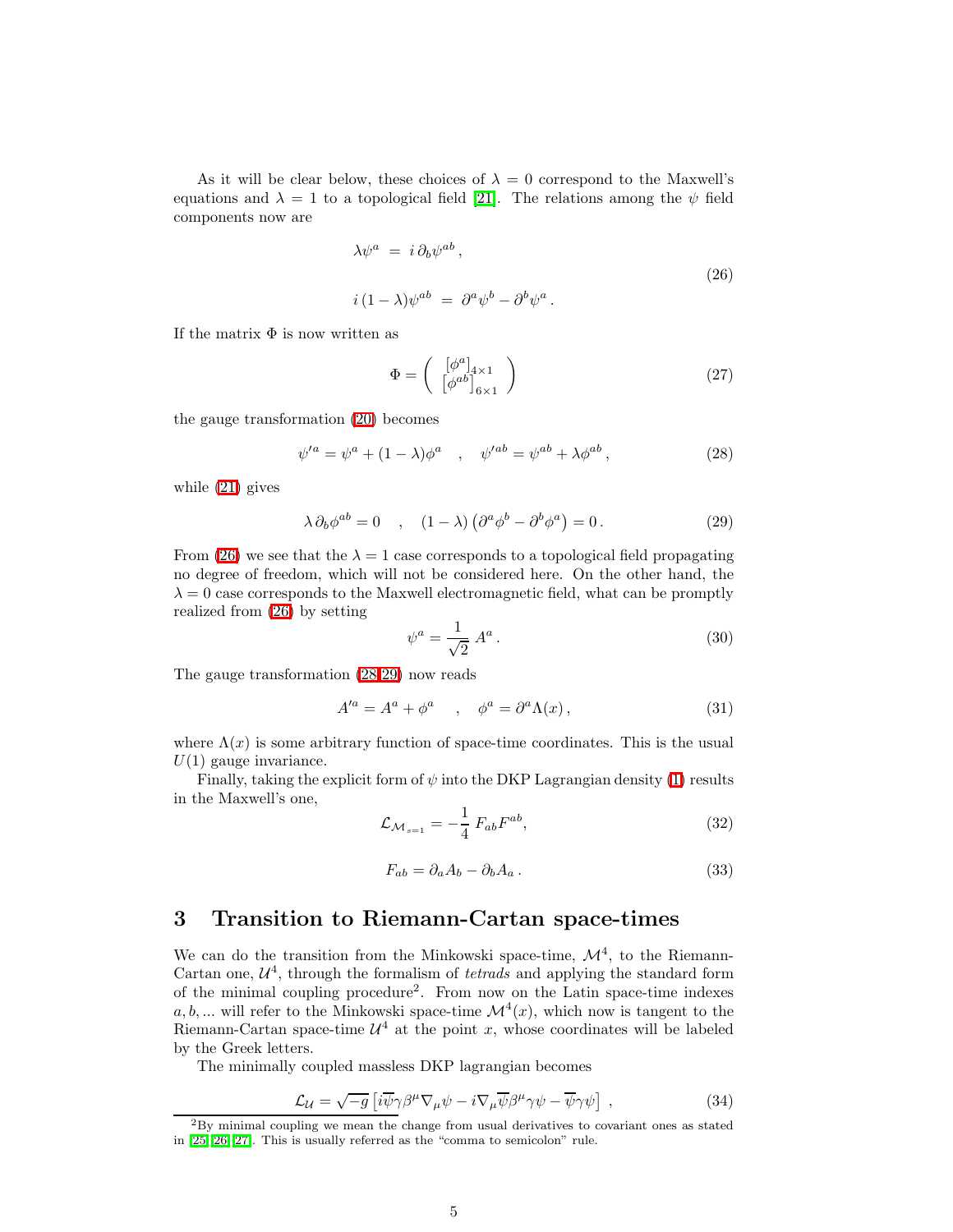As it will be clear below, these choices of $\lambda = 0$ correspond to the Maxwell's equations and $\lambda = 1$ to a topological field [21]. The relations among the $\psi$ field components now are

$$
\begin{aligned}
\lambda \psi^a &= i\, \partial_b \psi^{ab} \,, \\
i\,(1-\lambda)\psi^{ab} &= \partial^a \psi^b - \partial^b \psi^a \,.
\end{aligned}
\tag{26}
$$

If the matrix $\Phi$ is now written as

$$
\Phi = \begin{pmatrix} \left[\phi^a\right]_{4\times 1} \\ \left[\phi^{ab}\right]_{6\times 1} \end{pmatrix}
\tag{27}
$$

the gauge transformation (20) becomes

$$
\psi'^a = \psi^a + (1-\lambda)\phi^a \quad , \quad \psi'^{ab} = \psi^{ab} + \lambda \phi^{ab} \,,
\tag{28}
$$

while (21) gives

$$
\lambda\, \partial_b \phi^{ab} = 0 \quad , \quad (1-\lambda)\left(\partial^a \phi^b - \partial^b \phi^a\right) = 0 \,.
\tag{29}
$$

From (26) we see that the $\lambda = 1$ case corresponds to a topological field propagating no degree of freedom, which will not be considered here. On the other hand, the $\lambda = 0$ case corresponds to the Maxwell electromagnetic field, what can be promptly realized from (26) by setting

$$
\psi^a = \frac{1}{\sqrt{2}}\, A^a \,.
\tag{30}
$$

The gauge transformation (28,29) now reads

$$
A'^a = A^a + \phi^a \quad , \quad \phi^a = \partial^a \Lambda(x) \,,
\tag{31}
$$

where $\Lambda(x)$ is some arbitrary function of space-time coordinates. This is the usual $U(1)$ gauge invariance.

Finally, taking the explicit form of $\psi$ into the DKP Lagrangian density (1) results in the Maxwell's one,

$$
\mathcal{L}_{\mathcal{M}_{s=1}} = -\frac{1}{4}\, F_{ab} F^{ab},
\tag{32}
$$

$$
F_{ab} = \partial_a A_b - \partial_b A_a \,.
\tag{33}
$$

# 3 Transition to Riemann-Cartan space-times

We can do the transition from the Minkowski space-time, $\mathcal{M}^4$, to the Riemann-Cartan one, $\mathcal{U}^4$, through the formalism of *tetrads* and applying the standard form of the minimal coupling procedure[2]. From now on the Latin space-time indexes $a, b, \ldots$ will refer to the Minkowski space-time $\mathcal{M}^4(x)$, which now is tangent to the Riemann-Cartan space-time $\mathcal{U}^4$ at the point $x$, whose coordinates will be labeled by the Greek letters.

The minimally coupled massless DKP lagrangian becomes

$$
\mathcal{L}_{\mathcal{U}} = \sqrt{-g}\left[ i\overline{\psi}\gamma\beta^\mu \nabla_\mu \psi - i\nabla_\mu \overline{\psi}\beta^\mu \gamma \psi - \overline{\psi}\gamma\psi \right] \,,
\tag{34}
$$

[2]By minimal coupling we mean the change from usual derivatives to covariant ones as stated in [25, 26, 27]. This is usually referred as the "comma to semicolon" rule.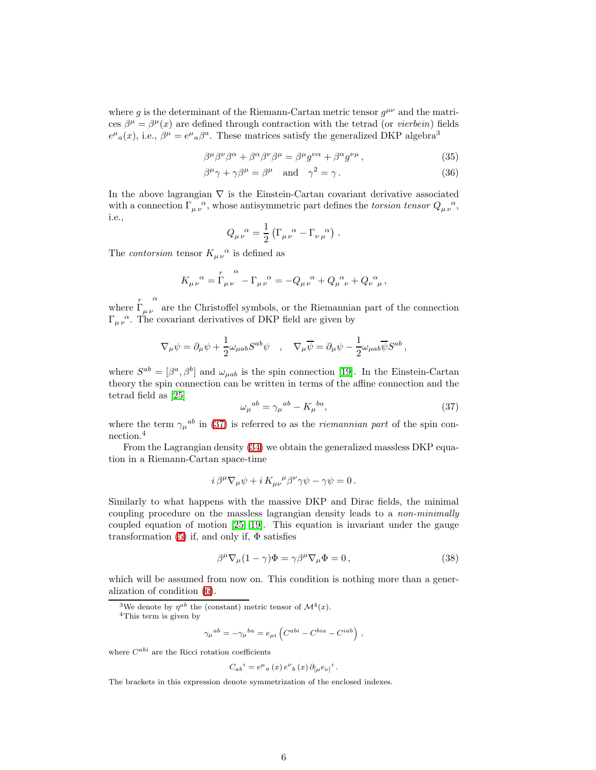where $g$ is the determinant of the Riemann-Cartan metric tensor $g^{\mu\nu}$ and the matrices $\beta^\mu = \beta^\mu(x)$ are defined through contraction with the tetrad (or *vierbein*) fields $e^\mu{}_a(x)$, i.e., $\beta^\mu = e^\mu{}_a \beta^a$. These matrices satisfy the generalized DKP algebra[3]

$$\beta^\mu \beta^\nu \beta^\alpha + \beta^\alpha \beta^\nu \beta^\mu = \beta^\mu g^{\nu\alpha} + \beta^\alpha g^{\nu\mu}\,, \tag{35}$$

$$\beta^\mu \gamma + \gamma \beta^\mu = \beta^\mu \quad \text{and} \quad \gamma^2 = \gamma\,. \tag{36}$$

In the above lagrangian $\nabla$ is the Einstein-Cartan covariant derivative associated with a connection $\Gamma_{\mu\,\nu}{}^{\alpha}$, whose antisymmetric part defines the *torsion tensor* $Q_{\mu\,\nu}{}^{\alpha}$, i.e.,

$$Q_{\mu\,\nu}{}^{\alpha} = \frac{1}{2}\left(\Gamma_{\mu\,\nu}{}^{\alpha} - \Gamma_{\nu\,\mu}{}^{\alpha}\right)\,.$$

The *contorsion* tensor $K_{\mu\,\nu}{}^{\alpha}$ is defined as

$$K_{\mu\,\nu}{}^{\alpha} = \overset{r}{\Gamma}{}_{\mu\,\nu}{}^{\alpha} - \Gamma_{\mu\,\nu}{}^{\alpha} = -Q_{\mu\,\nu}{}^{\alpha} + Q_{\mu}{}^{\alpha}{}_{\nu} + Q_{\nu}{}^{\alpha}{}_{\mu}\,,$$

where $\overset{r}{\Gamma}{}_{\mu\,\nu}{}^{\alpha}$ are the Christoffel symbols, or the Riemannian part of the connection $\Gamma_{\mu\,\nu}{}^{\alpha}$. The covariant derivatives of DKP field are given by

$$\nabla_\mu \psi = \partial_\mu \psi + \frac{1}{2}\omega_{\mu ab} S^{ab}\psi \quad , \quad \nabla_\mu \overline{\psi} = \partial_\mu \psi - \frac{1}{2}\omega_{\mu ab}\overline{\psi} S^{ab}\,,$$

where $S^{ab} = [\beta^a, \beta^b]$ and $\omega_{\mu ab}$ is the spin connection [19]. In the Einstein-Cartan theory the spin connection can be written in terms of the affine connection and the tetrad field as [25]

$$\omega_\mu{}^{ab} = \gamma_\mu{}^{ab} - K_\mu{}^{ba}, \tag{37}$$

where the term $\gamma_\mu{}^{ab}$ in (37) is referred to as the *riemannian part* of the spin connection.[4]

From the Lagrangian density (34) we obtain the generalized massless DKP equation in a Riemann-Cartan space-time

$$i\,\beta^\mu \nabla_\mu \psi + i\,K_{\mu\nu}{}^{\mu}\beta^\nu \gamma\psi - \gamma\psi = 0\,.$$

Similarly to what happens with the massive DKP and Dirac fields, the minimal coupling procedure on the massless lagrangian density leads to a *non-minimally* coupled equation of motion [25, 19]. This equation is invariant under the gauge transformation (5) if, and only if, $\Phi$ satisfies

$$\beta^\mu \nabla_\mu (1-\gamma)\Phi = \gamma\beta^\mu \nabla_\mu \Phi = 0\,, \tag{38}$$

which will be assumed from now on. This condition is nothing more than a generalization of condition (6).

---

[3] We denote by $\eta^{ab}$ the (constant) metric tensor of $\mathcal{M}^4(x)$.

[4] This term is given by

$$\gamma_\mu{}^{ab} = -\gamma_\mu{}^{ba} = e_{\mu i}\left(C^{abi} - C^{bia} - C^{iab}\right)\,,$$

where $C^{abi}$ are the Ricci rotation coefficients

$$C_{ab}{}^{i} = e^\mu{}_a\,(x)\,e^\nu{}_b\,(x)\,\partial_{[\mu}e_{\nu]}{}^{i}\,.$$

The brackets in this expression denote symmetrization of the enclosed indexes.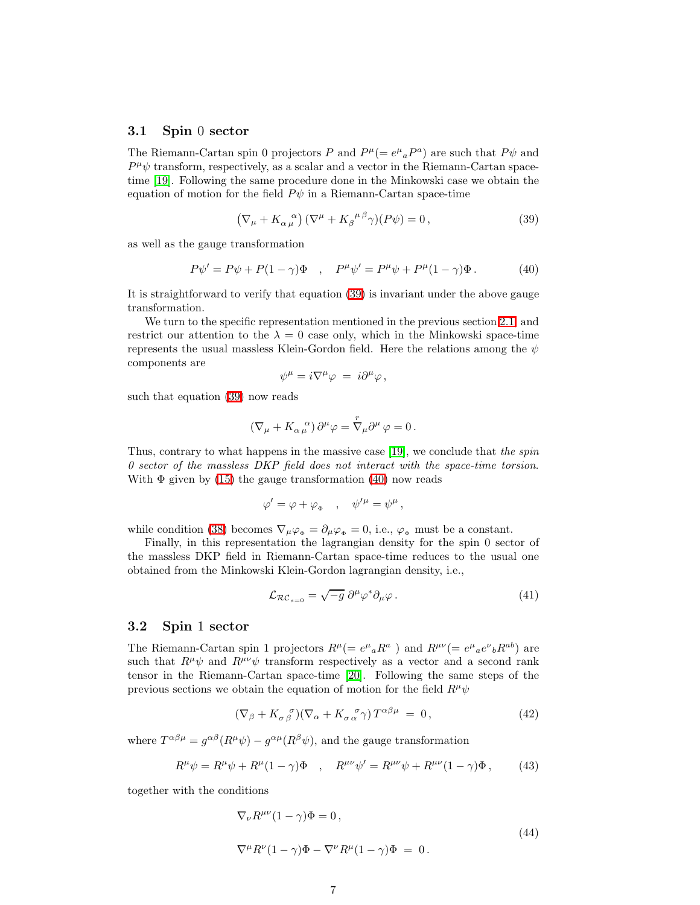### 3.1 Spin 0 sector

The Riemann-Cartan spin 0 projectors $P$ and $P^{\mu}(= e^{\mu}{}_{a}P^{a})$ are such that $P\psi$ and $P^{\mu}\psi$ transform, respectively, as a scalar and a vector in the Riemann-Cartan space-time [19]. Following the same procedure done in the Minkowski case we obtain the equation of motion for the field $P\psi$ in a Riemann-Cartan space-time

$$\left(\nabla_{\mu} + K_{\alpha\,\mu}{}^{\alpha}\right)(\nabla^{\mu} + K_{\beta}{}^{\mu\,\beta}\gamma)(P\psi) = 0\,, \tag{39}$$

as well as the gauge transformation

$$P\psi' = P\psi + P(1-\gamma)\Phi \quad , \quad P^{\mu}\psi' = P^{\mu}\psi + P^{\mu}(1-\gamma)\Phi\,. \tag{40}$$

It is straightforward to verify that equation (39) is invariant under the above gauge transformation.

We turn to the specific representation mentioned in the previous section 2.1 and restrict our attention to the $\lambda = 0$ case only, which in the Minkowski space-time represents the usual massless Klein-Gordon field. Here the relations among the $\psi$ components are

$$\psi^{\mu} = i\nabla^{\mu}\varphi \;=\; i\partial^{\mu}\varphi\,,$$

such that equation (39) now reads

$$\left(\nabla_{\mu} + K_{\alpha\,\mu}{}^{\alpha}\right)\partial^{\mu}\varphi = \overset{r}{\nabla}_{\mu}\partial^{\mu}\,\varphi = 0\,.$$

Thus, contrary to what happens in the massive case [19], we conclude that *the spin 0 sector of the massless DKP field does not interact with the space-time torsion.* With $\Phi$ given by (15) the gauge transformation (40) now reads

$$\varphi' = \varphi + \varphi_{{}_{\Phi}} \quad , \quad \psi'^{\mu} = \psi^{\mu}\,,$$

while condition (38) becomes $\nabla_{\mu}\varphi_{{}_{\Phi}} = \partial_{\mu}\varphi_{{}_{\Phi}} = 0$, i.e., $\varphi_{{}_{\Phi}}$ must be a constant.

Finally, in this representation the lagrangian density for the spin 0 sector of the massless DKP field in Riemann-Cartan space-time reduces to the usual one obtained from the Minkowski Klein-Gordon lagrangian density, i.e.,

$$\mathcal{L}_{\mathcal{RC}_{s=0}} = \sqrt{-g}\;\partial^{\mu}\varphi^{*}\partial_{\mu}\varphi\,. \tag{41}$$

### 3.2 Spin 1 sector

The Riemann-Cartan spin 1 projectors $R^{\mu}(= e^{\mu}{}_{a}R^{a}\,)$ and $R^{\mu\nu}(= e^{\mu}{}_{a}e^{\nu}{}_{b}R^{ab})$ are such that $R^{\mu}\psi$ and $R^{\mu\nu}\psi$ transform respectively as a vector and a second rank tensor in the Riemann-Cartan space-time [20]. Following the same steps of the previous sections we obtain the equation of motion for the field $R^{\mu}\psi$

$$(\nabla_{\beta} + K_{\sigma\,\beta}{}^{\sigma})(\nabla_{\alpha} + K_{\sigma\,\alpha}{}^{\sigma}\gamma)\,T^{\alpha\beta\mu} \;=\; 0\,, \tag{42}$$

where $T^{\alpha\beta\mu} = g^{\alpha\beta}(R^{\mu}\psi) - g^{\alpha\mu}(R^{\beta}\psi)$, and the gauge transformation

$$R^{\mu}\psi = R^{\mu}\psi + R^{\mu}(1-\gamma)\Phi \quad , \quad R^{\mu\nu}\psi' = R^{\mu\nu}\psi + R^{\mu\nu}(1-\gamma)\Phi\,, \tag{43}$$

together with the conditions

$$\begin{aligned}
&\nabla_{\nu}R^{\mu\nu}(1-\gamma)\Phi = 0\,,\\
&\nabla^{\mu}R^{\nu}(1-\gamma)\Phi - \nabla^{\nu}R^{\mu}(1-\gamma)\Phi \;=\; 0\,.
\end{aligned} \tag{44}$$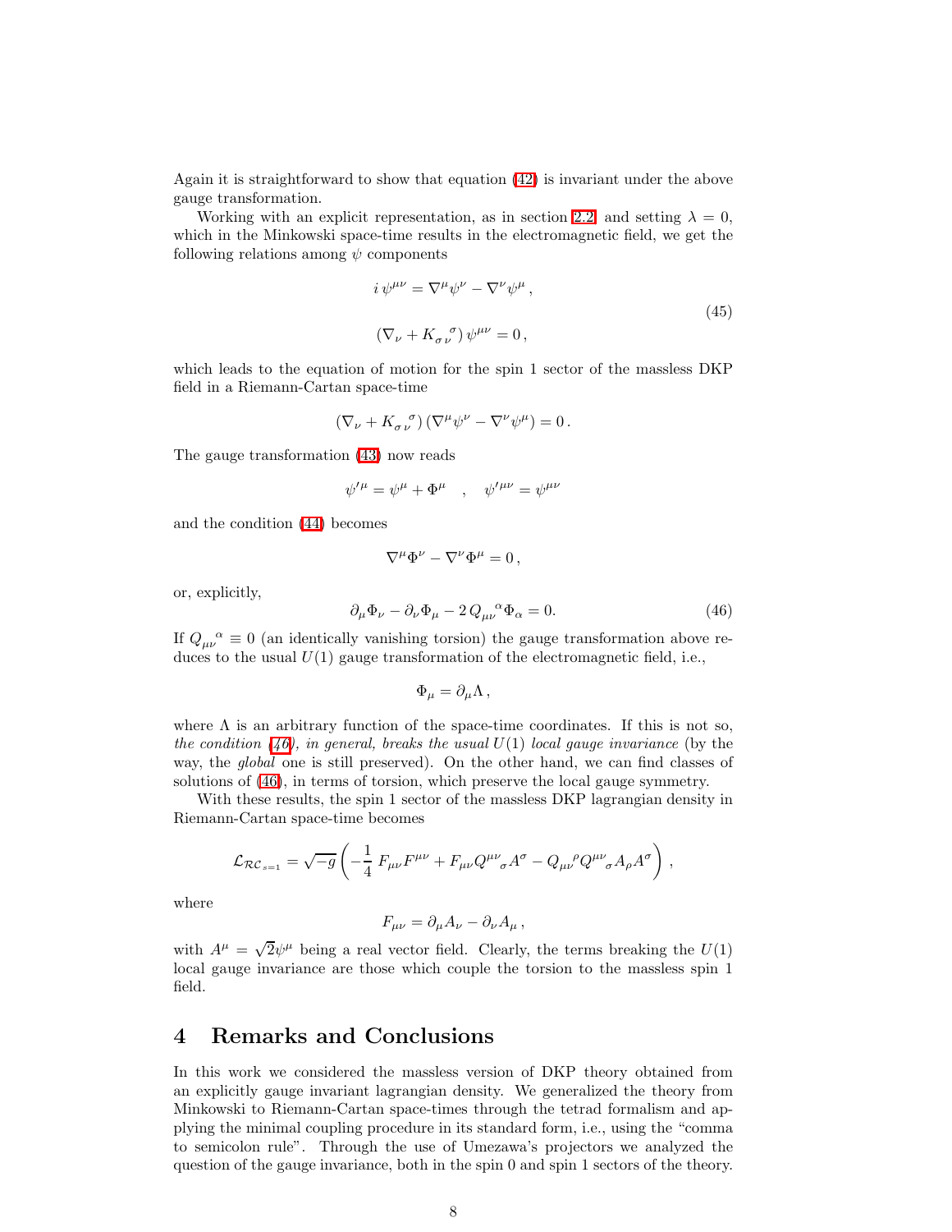Again it is straightforward to show that equation (42) is invariant under the above gauge transformation.

Working with an explicit representation, as in section 2.2, and setting $\lambda = 0$, which in the Minkowski space-time results in the electromagnetic field, we get the following relations among $\psi$ components

$$
\begin{aligned}
i\,\psi^{\mu\nu} &= \nabla^\mu \psi^\nu - \nabla^\nu \psi^\mu\,, \\
(\nabla_\nu + K_{\sigma\,\nu}^{\;\;\sigma})\,\psi^{\mu\nu} &= 0\,,
\end{aligned}
\tag{45}
$$

which leads to the equation of motion for the spin 1 sector of the massless DKP field in a Riemann-Cartan space-time

$$
(\nabla_\nu + K_{\sigma\,\nu}^{\;\;\sigma})\,(\nabla^\mu \psi^\nu - \nabla^\nu \psi^\mu) = 0\,.
$$

The gauge transformation (43) now reads

$$
\psi'^{\mu} = \psi^\mu + \Phi^\mu \quad , \quad \psi'^{\mu\nu} = \psi^{\mu\nu}
$$

and the condition (44) becomes

$$
\nabla^\mu \Phi^\nu - \nabla^\nu \Phi^\mu = 0\,,
$$

or, explicitly,

$$
\partial_\mu \Phi_\nu - \partial_\nu \Phi_\mu - 2\,Q_{\mu\nu}^{\;\;\;\alpha}\Phi_\alpha = 0. \tag{46}
$$

If $Q_{\mu\nu}^{\;\;\;\alpha} \equiv 0$ (an identically vanishing torsion) the gauge transformation above reduces to the usual $U(1)$ gauge transformation of the electromagnetic field, i.e.,

$$
\Phi_\mu = \partial_\mu \Lambda\,,
$$

where $\Lambda$ is an arbitrary function of the space-time coordinates. If this is not so, *the condition (46), in general, breaks the usual $U(1)$ local gauge invariance* (by the way, the *global* one is still preserved). On the other hand, we can find classes of solutions of (46), in terms of torsion, which preserve the local gauge symmetry.

With these results, the spin 1 sector of the massless DKP lagrangian density in Riemann-Cartan space-time becomes

$$
\mathcal{L}_{\mathcal{RC}_{s=1}} = \sqrt{-g}\left(-\frac{1}{4}\,F_{\mu\nu}F^{\mu\nu} + F_{\mu\nu}Q^{\mu\nu}_{\;\;\;\sigma}A^\sigma - Q_{\mu\nu}^{\;\;\;\rho}Q^{\mu\nu}_{\;\;\;\sigma}A_\rho A^\sigma\right)\,,
$$

where

$$
F_{\mu\nu} = \partial_\mu A_\nu - \partial_\nu A_\mu\,,
$$

with $A^\mu = \sqrt{2}\psi^\mu$ being a real vector field. Clearly, the terms breaking the $U(1)$ local gauge invariance are those which couple the torsion to the massless spin 1 field.

# 4 Remarks and Conclusions

In this work we considered the massless version of DKP theory obtained from an explicitly gauge invariant lagrangian density. We generalized the theory from Minkowski to Riemann-Cartan space-times through the tetrad formalism and applying the minimal coupling procedure in its standard form, i.e., using the "comma to semicolon rule". Through the use of Umezawa's projectors we analyzed the question of the gauge invariance, both in the spin 0 and spin 1 sectors of the theory.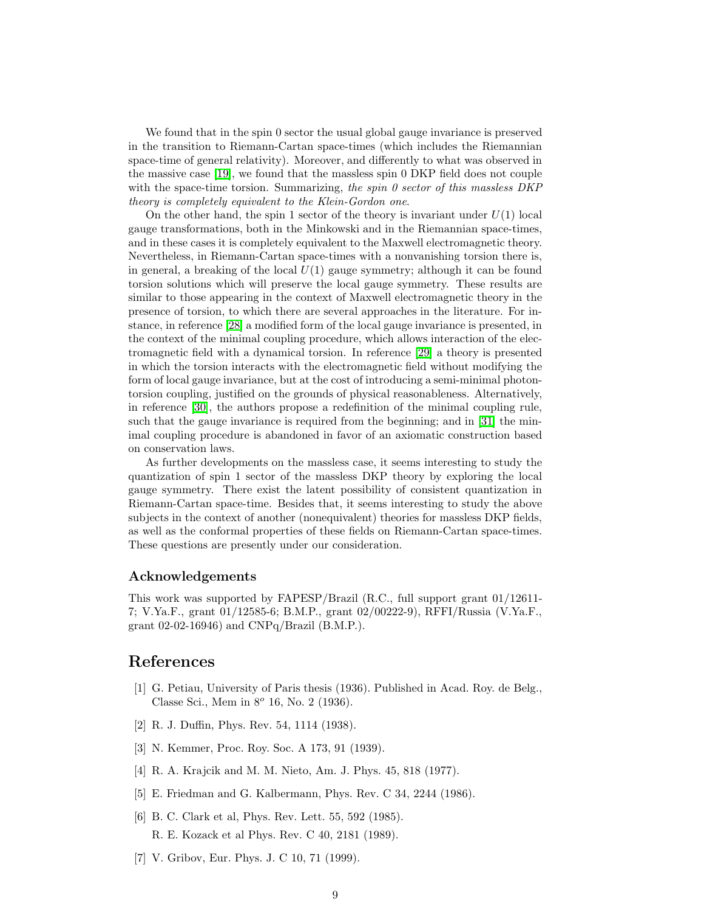We found that in the spin 0 sector the usual global gauge invariance is preserved in the transition to Riemann-Cartan space-times (which includes the Riemannian space-time of general relativity). Moreover, and differently to what was observed in the massive case [19], we found that the massless spin 0 DKP field does not couple with the space-time torsion. Summarizing, *the spin 0 sector of this massless DKP theory is completely equivalent to the Klein-Gordon one*.

On the other hand, the spin 1 sector of the theory is invariant under $U(1)$ local gauge transformations, both in the Minkowski and in the Riemannian space-times, and in these cases it is completely equivalent to the Maxwell electromagnetic theory. Nevertheless, in Riemann-Cartan space-times with a nonvanishing torsion there is, in general, a breaking of the local $U(1)$ gauge symmetry; although it can be found torsion solutions which will preserve the local gauge symmetry. These results are similar to those appearing in the context of Maxwell electromagnetic theory in the presence of torsion, to which there are several approaches in the literature. For instance, in reference [28] a modified form of the local gauge invariance is presented, in the context of the minimal coupling procedure, which allows interaction of the electromagnetic field with a dynamical torsion. In reference [29] a theory is presented in which the torsion interacts with the electromagnetic field without modifying the form of local gauge invariance, but at the cost of introducing a semi-minimal photon-torsion coupling, justified on the grounds of physical reasonableness. Alternatively, in reference [30], the authors propose a redefinition of the minimal coupling rule, such that the gauge invariance is required from the beginning; and in [31] the minimal coupling procedure is abandoned in favor of an axiomatic construction based on conservation laws.

As further developments on the massless case, it seems interesting to study the quantization of spin 1 sector of the massless DKP theory by exploring the local gauge symmetry. There exist the latent possibility of consistent quantization in Riemann-Cartan space-time. Besides that, it seems interesting to study the above subjects in the context of another (nonequivalent) theories for massless DKP fields, as well as the conformal properties of these fields on Riemann-Cartan space-times. These questions are presently under our consideration.

### Acknowledgements

This work was supported by FAPESP/Brazil (R.C., full support grant 01/12611-7; V.Ya.F., grant 01/12585-6; B.M.P., grant 02/00222-9), RFFI/Russia (V.Ya.F., grant 02-02-16946) and CNPq/Brazil (B.M.P.).

## References

[1] G. Petiau, University of Paris thesis (1936). Published in Acad. Roy. de Belg., Classe Sci., Mem in $8^o$ 16, No. 2 (1936).

[2] R. J. Duffin, Phys. Rev. 54, 1114 (1938).

[3] N. Kemmer, Proc. Roy. Soc. A 173, 91 (1939).

[4] R. A. Krajcik and M. M. Nieto, Am. J. Phys. 45, 818 (1977).

[5] E. Friedman and G. Kalbermann, Phys. Rev. C 34, 2244 (1986).

[6] B. C. Clark et al, Phys. Rev. Lett. 55, 592 (1985).
R. E. Kozack et al Phys. Rev. C 40, 2181 (1989).

[7] V. Gribov, Eur. Phys. J. C 10, 71 (1999).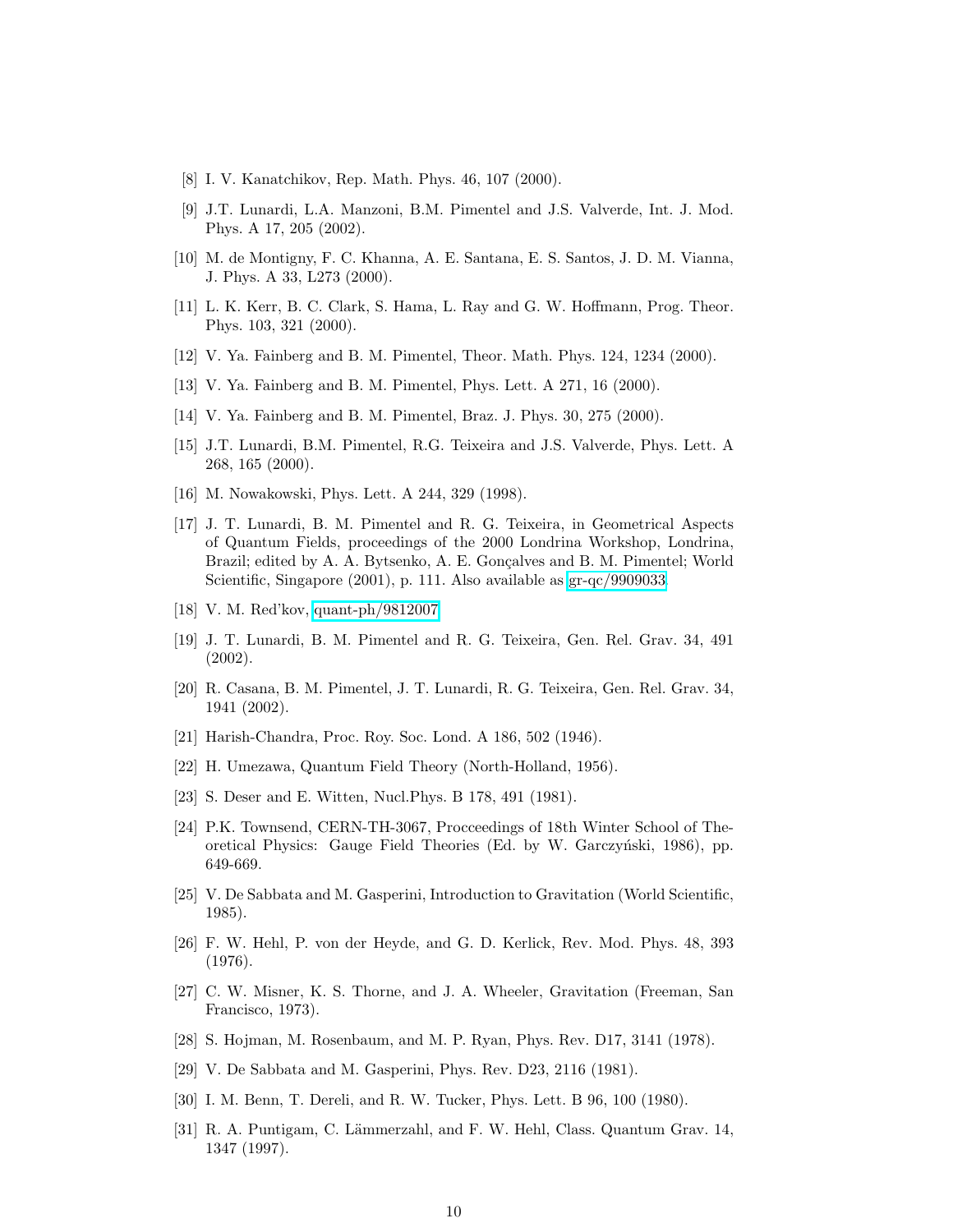[8] I. V. Kanatchikov, Rep. Math. Phys. 46, 107 (2000).

[9] J.T. Lunardi, L.A. Manzoni, B.M. Pimentel and J.S. Valverde, Int. J. Mod. Phys. A 17, 205 (2002).

[10] M. de Montigny, F. C. Khanna, A. E. Santana, E. S. Santos, J. D. M. Vianna, J. Phys. A 33, L273 (2000).

[11] L. K. Kerr, B. C. Clark, S. Hama, L. Ray and G. W. Hoffmann, Prog. Theor. Phys. 103, 321 (2000).

[12] V. Ya. Fainberg and B. M. Pimentel, Theor. Math. Phys. 124, 1234 (2000).

[13] V. Ya. Fainberg and B. M. Pimentel, Phys. Lett. A 271, 16 (2000).

[14] V. Ya. Fainberg and B. M. Pimentel, Braz. J. Phys. 30, 275 (2000).

[15] J.T. Lunardi, B.M. Pimentel, R.G. Teixeira and J.S. Valverde, Phys. Lett. A 268, 165 (2000).

[16] M. Nowakowski, Phys. Lett. A 244, 329 (1998).

[17] J. T. Lunardi, B. M. Pimentel and R. G. Teixeira, in Geometrical Aspects of Quantum Fields, proceedings of the 2000 Londrina Workshop, Londrina, Brazil; edited by A. A. Bytsenko, A. E. Gonçalves and B. M. Pimentel; World Scientific, Singapore (2001), p. 111. Also available as gr-qc/9909033.

[18] V. M. Red'kov, quant-ph/9812007

[19] J. T. Lunardi, B. M. Pimentel and R. G. Teixeira, Gen. Rel. Grav. 34, 491 (2002).

[20] R. Casana, B. M. Pimentel, J. T. Lunardi, R. G. Teixeira, Gen. Rel. Grav. 34, 1941 (2002).

[21] Harish-Chandra, Proc. Roy. Soc. Lond. A 186, 502 (1946).

[22] H. Umezawa, Quantum Field Theory (North-Holland, 1956).

[23] S. Deser and E. Witten, Nucl.Phys. B 178, 491 (1981).

[24] P.K. Townsend, CERN-TH-3067, Procceedings of 18th Winter School of Theoretical Physics: Gauge Field Theories (Ed. by W. Garczyński, 1986), pp. 649-669.

[25] V. De Sabbata and M. Gasperini, Introduction to Gravitation (World Scientific, 1985).

[26] F. W. Hehl, P. von der Heyde, and G. D. Kerlick, Rev. Mod. Phys. 48, 393 (1976).

[27] C. W. Misner, K. S. Thorne, and J. A. Wheeler, Gravitation (Freeman, San Francisco, 1973).

[28] S. Hojman, M. Rosenbaum, and M. P. Ryan, Phys. Rev. D17, 3141 (1978).

[29] V. De Sabbata and M. Gasperini, Phys. Rev. D23, 2116 (1981).

[30] I. M. Benn, T. Dereli, and R. W. Tucker, Phys. Lett. B 96, 100 (1980).

[31] R. A. Puntigam, C. Lämmerzahl, and F. W. Hehl, Class. Quantum Grav. 14, 1347 (1997).